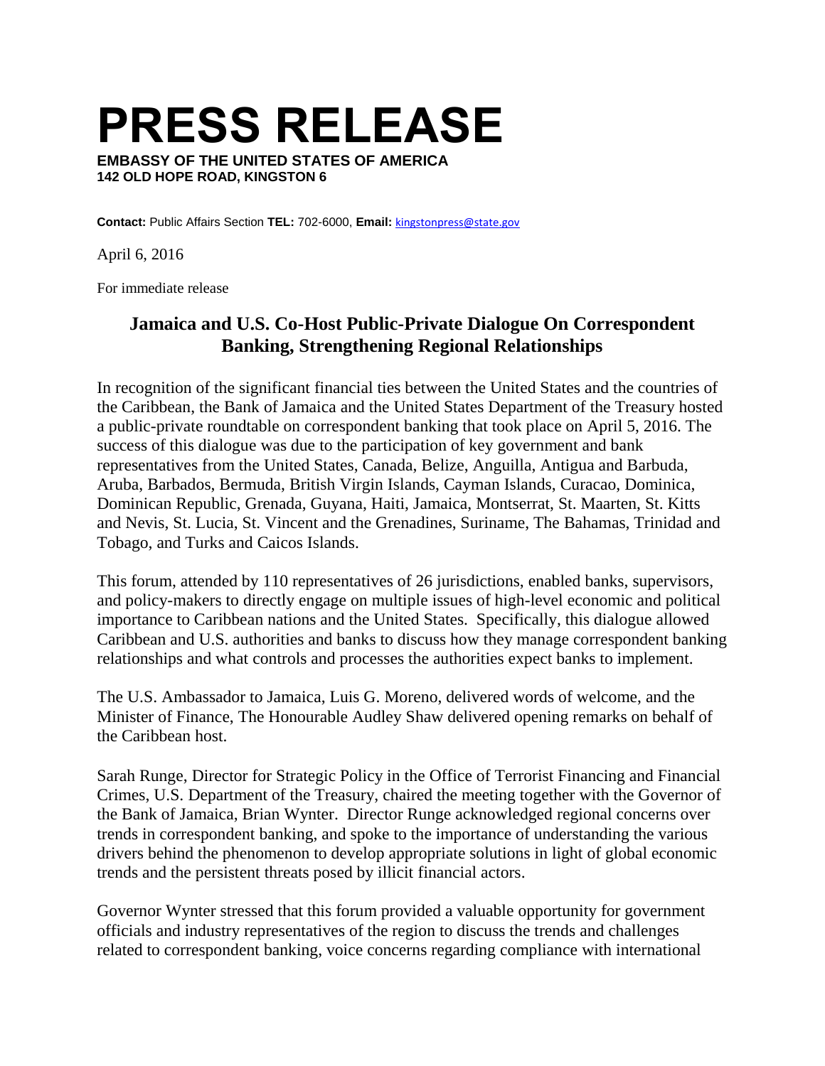# PRESS RELEASE

**EMBASSY OF THE UNITED STATES OF AMERICA**
**142 OLD HOPE ROAD, KINGSTON 6**

**Contact:** Public Affairs Section **TEL:** 702-6000, **Email:** kingstonpress@state.gov

April 6, 2016

For immediate release

## Jamaica and U.S. Co-Host Public-Private Dialogue On Correspondent Banking, Strengthening Regional Relationships

In recognition of the significant financial ties between the United States and the countries of the Caribbean, the Bank of Jamaica and the United States Department of the Treasury hosted a public-private roundtable on correspondent banking that took place on April 5, 2016. The success of this dialogue was due to the participation of key government and bank representatives from the United States, Canada, Belize, Anguilla, Antigua and Barbuda, Aruba, Barbados, Bermuda, British Virgin Islands, Cayman Islands, Curacao, Dominica, Dominican Republic, Grenada, Guyana, Haiti, Jamaica, Montserrat, St. Maarten, St. Kitts and Nevis, St. Lucia, St. Vincent and the Grenadines, Suriname, The Bahamas, Trinidad and Tobago, and Turks and Caicos Islands.

This forum, attended by 110 representatives of 26 jurisdictions, enabled banks, supervisors, and policy-makers to directly engage on multiple issues of high-level economic and political importance to Caribbean nations and the United States. Specifically, this dialogue allowed Caribbean and U.S. authorities and banks to discuss how they manage correspondent banking relationships and what controls and processes the authorities expect banks to implement.

The U.S. Ambassador to Jamaica, Luis G. Moreno, delivered words of welcome, and the Minister of Finance, The Honourable Audley Shaw delivered opening remarks on behalf of the Caribbean host.

Sarah Runge, Director for Strategic Policy in the Office of Terrorist Financing and Financial Crimes, U.S. Department of the Treasury, chaired the meeting together with the Governor of the Bank of Jamaica, Brian Wynter. Director Runge acknowledged regional concerns over trends in correspondent banking, and spoke to the importance of understanding the various drivers behind the phenomenon to develop appropriate solutions in light of global economic trends and the persistent threats posed by illicit financial actors.

Governor Wynter stressed that this forum provided a valuable opportunity for government officials and industry representatives of the region to discuss the trends and challenges related to correspondent banking, voice concerns regarding compliance with international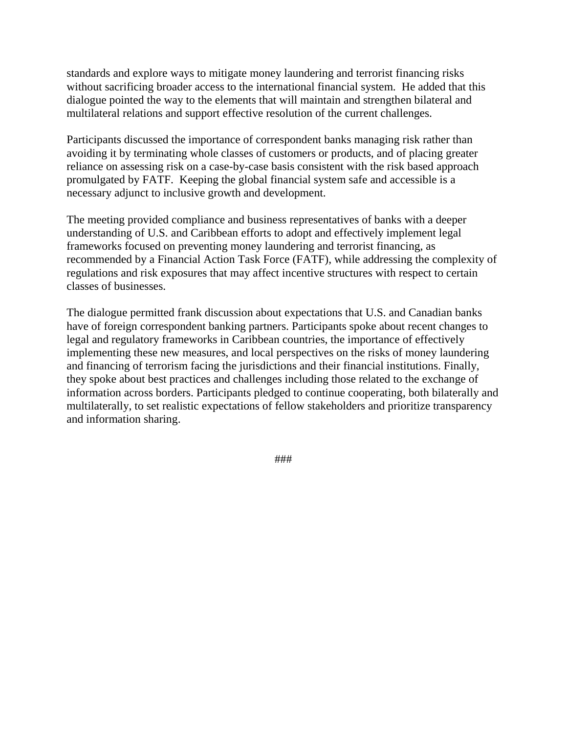standards and explore ways to mitigate money laundering and terrorist financing risks without sacrificing broader access to the international financial system. He added that this dialogue pointed the way to the elements that will maintain and strengthen bilateral and multilateral relations and support effective resolution of the current challenges.

Participants discussed the importance of correspondent banks managing risk rather than avoiding it by terminating whole classes of customers or products, and of placing greater reliance on assessing risk on a case-by-case basis consistent with the risk based approach promulgated by FATF. Keeping the global financial system safe and accessible is a necessary adjunct to inclusive growth and development.

The meeting provided compliance and business representatives of banks with a deeper understanding of U.S. and Caribbean efforts to adopt and effectively implement legal frameworks focused on preventing money laundering and terrorist financing, as recommended by a Financial Action Task Force (FATF), while addressing the complexity of regulations and risk exposures that may affect incentive structures with respect to certain classes of businesses.

The dialogue permitted frank discussion about expectations that U.S. and Canadian banks have of foreign correspondent banking partners. Participants spoke about recent changes to legal and regulatory frameworks in Caribbean countries, the importance of effectively implementing these new measures, and local perspectives on the risks of money laundering and financing of terrorism facing the jurisdictions and their financial institutions. Finally, they spoke about best practices and challenges including those related to the exchange of information across borders. Participants pledged to continue cooperating, both bilaterally and multilaterally, to set realistic expectations of fellow stakeholders and prioritize transparency and information sharing.

###